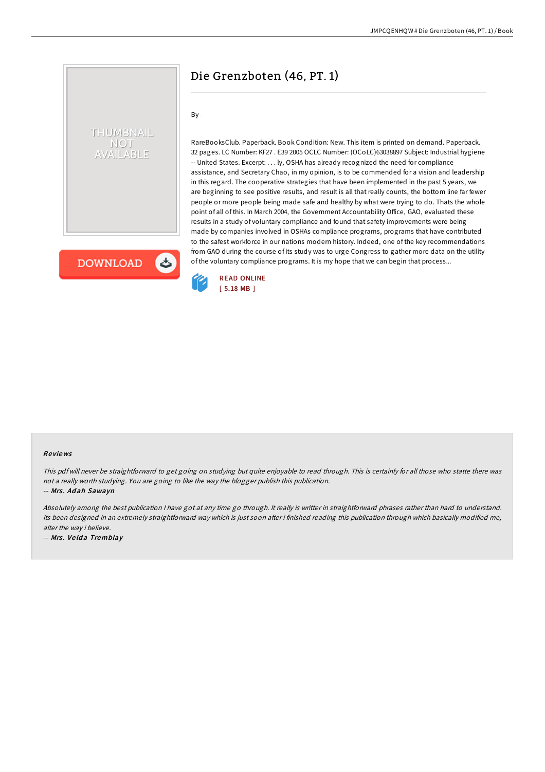# Die Grenzboten (46, PT. 1)

By -

RareBooksClub. Paperback. Book Condition: New. This item is printed on demand. Paperback. 32 pages. LC Number: KF27 . E39 2005 OCLC Number: (OCoLC)63038897 Subject: Industrial hygiene -- United States. Excerpt: . . . ly, OSHA has already recognized the need for compliance assistance, and Secretary Chao, in my opinion, is to be commended for a vision and leadership in this regard. The cooperative strategies that have been implemented in the past 5 years, we are beginning to see positive results, and result is all that really counts, the bottom line far fewer people or more people being made safe and healthy by what were trying to do. Thats the whole point of all of this. In March 2004, the Government Accountability Office, GAO, evaluated these results in a study of voluntary compliance and found that safety improvements were being made by companies involved in OSHAs compliance programs, programs that have contributed to the safest workforce in our nations modern history. Indeed, one of the key recommendations from GAO during the course of its study was to urge Congress to gather more data on the utility of the voluntary compliance programs. It is my hope that we can begin that process...

READ ONLINE
[ 5.18 MB ]

## Reviews

*This pdf will never be straightforward to get going on studying but quite enjoyable to read through. This is certainly for all those who statte there was not a really worth studying. You are going to like the way the blogger publish this publication.*

-- *Mrs. Adah Sawayn*

*Absolutely among the best publication I have got at any time go through. It really is writter in straightforward phrases rather than hard to understand. Its been designed in an extremely straightforward way which is just soon after i finished reading this publication through which basically modified me, alter the way i believe.*

-- *Mrs. Velda Tremblay*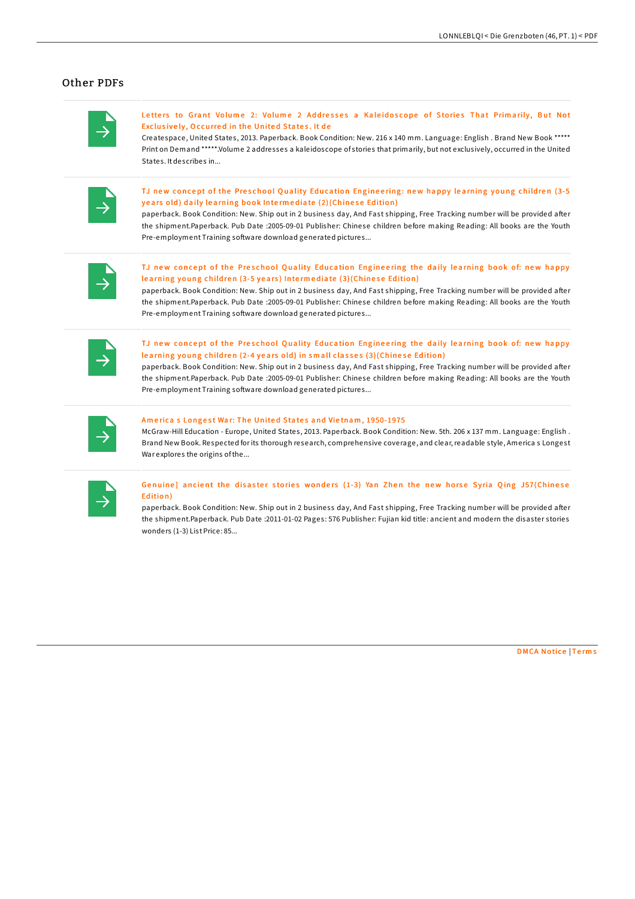## Other PDFs

**Letters to Grant Volume 2: Volume 2 Addresses a Kaleidoscope of Stories That Primarily, But Not Exclusively, Occurred in the United States. It de**

Createspace, United States, 2013. Paperback. Book Condition: New. 216 x 140 mm. Language: English . Brand New Book ***** Print on Demand *****.Volume 2 addresses a kaleidoscope of stories that primarily, but not exclusively, occurred in the United States. It describes in...

**TJ new concept of the Preschool Quality Education Engineering: new happy learning young children (3-5 years old) daily learning book Intermediate (2)(Chinese Edition)**

paperback. Book Condition: New. Ship out in 2 business day, And Fast shipping, Free Tracking number will be provided after the shipment.Paperback. Pub Date :2005-09-01 Publisher: Chinese children before making Reading: All books are the Youth Pre-employment Training software download generated pictures...

**TJ new concept of the Preschool Quality Education Engineering the daily learning book of: new happy learning young children (3-5 years) Intermediate (3)(Chinese Edition)**

paperback. Book Condition: New. Ship out in 2 business day, And Fast shipping, Free Tracking number will be provided after the shipment.Paperback. Pub Date :2005-09-01 Publisher: Chinese children before making Reading: All books are the Youth Pre-employment Training software download generated pictures...

**TJ new concept of the Preschool Quality Education Engineering the daily learning book of: new happy learning young children (2-4 years old) in small classes (3)(Chinese Edition)**

paperback. Book Condition: New. Ship out in 2 business day, And Fast shipping, Free Tracking number will be provided after the shipment.Paperback. Pub Date :2005-09-01 Publisher: Chinese children before making Reading: All books are the Youth Pre-employment Training software download generated pictures...

**America s Longest War: The United States and Vietnam, 1950-1975**

McGraw-Hill Education - Europe, United States, 2013. Paperback. Book Condition: New. 5th. 206 x 137 mm. Language: English . Brand New Book. Respected for its thorough research, comprehensive coverage, and clear, readable style, America s Longest War explores the origins of the...

**Genuine] ancient the disaster stories wonders (1-3) Yan Zhen the new horse Syria Qing J57(Chinese Edition)**

paperback. Book Condition: New. Ship out in 2 business day, And Fast shipping, Free Tracking number will be provided after the shipment.Paperback. Pub Date :2011-01-02 Pages: 576 Publisher: Fujian kid title: ancient and modern the disaster stories wonders (1-3) List Price: 85...